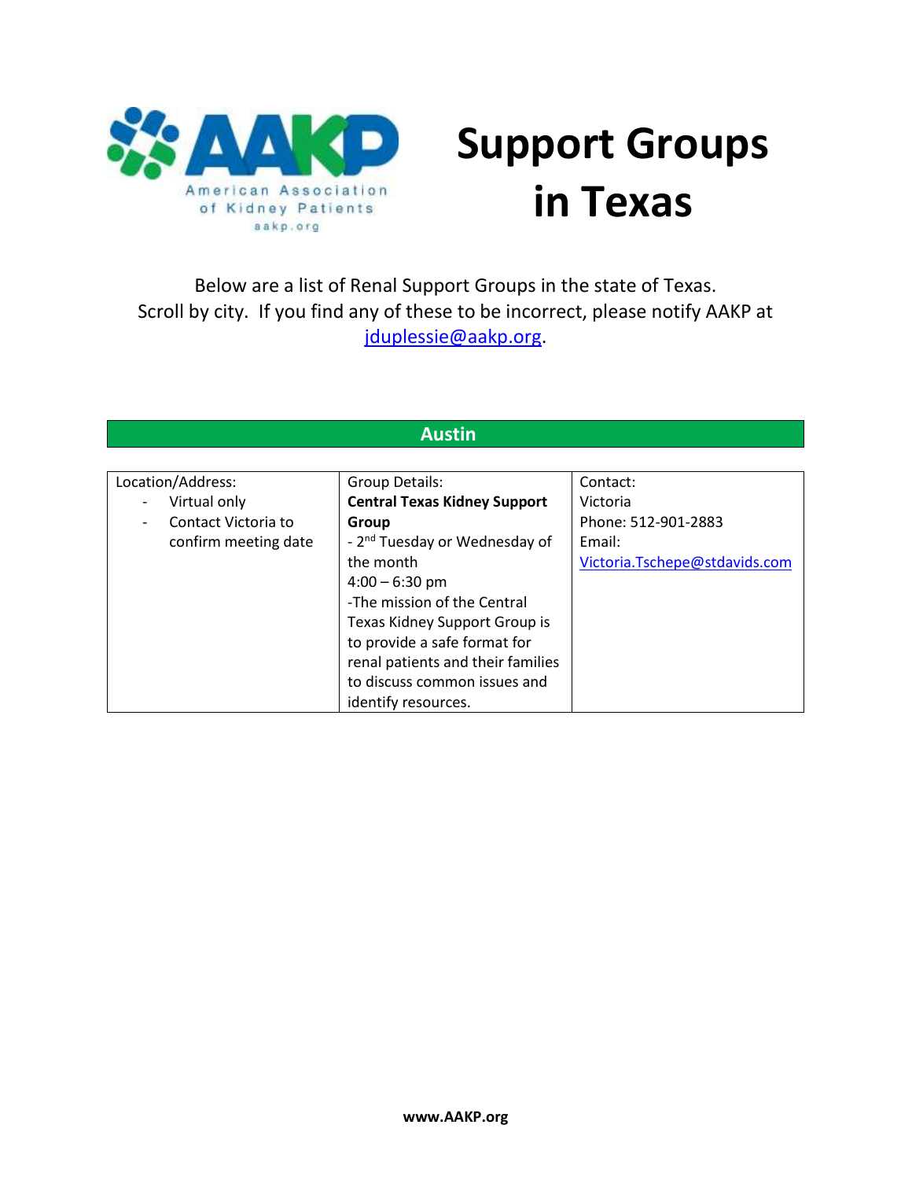# Support Groups in Texas

Below are a list of Renal Support Groups in the state of Texas. Scroll by city. If you find any of these to be incorrect, please notify AAKP at jduplessie@aakp.org.

## Austin

| Location/Address: | Group Details: | Contact: |
| --- | --- | --- |
| - Virtual only<br>- Contact Victoria to confirm meeting date | **Central Texas Kidney Support Group**<br>- 2nd Tuesday or Wednesday of the month<br>4:00 – 6:30 pm<br>-The mission of the Central Texas Kidney Support Group is to provide a safe format for renal patients and their families to discuss common issues and identify resources. | Victoria<br>Phone: 512-901-2883<br>Email: Victoria.Tschepe@stdavids.com |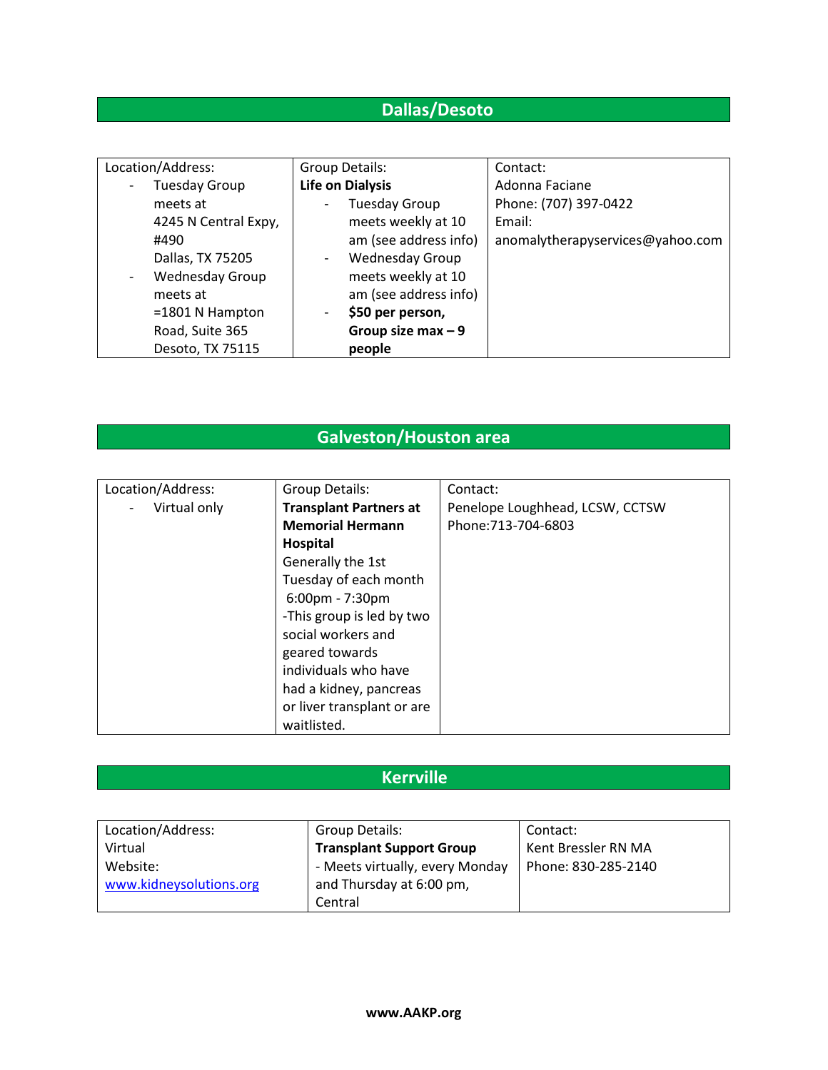## Dallas/Desoto

| Location/Address: | Group Details: | Contact: |
|---|---|---|
| - Tuesday Group meets at 4245 N Central Expy, #490 Dallas, TX 75205<br>- Wednesday Group meets at =1801 N Hampton Road, Suite 365 Desoto, TX 75115 | **Life on Dialysis**<br>- Tuesday Group meets weekly at 10 am (see address info)<br>- Wednesday Group meets weekly at 10 am (see address info)<br>- **$50 per person, Group size max – 9 people** | Adonna Faciane<br>Phone: (707) 397-0422<br>Email: anomalytherapyservices@yahoo.com |

## Galveston/Houston area

| Location/Address: | Group Details: | Contact: |
|---|---|---|
| - Virtual only | **Transplant Partners at Memorial Hermann Hospital**<br>Generally the 1st Tuesday of each month 6:00pm - 7:30pm<br>-This group is led by two social workers and geared towards individuals who have had a kidney, pancreas or liver transplant or are waitlisted. | Penelope Loughhead, LCSW, CCTSW<br>Phone:713-704-6803 |

## Kerrville

| Location/Address: | Group Details: | Contact: |
|---|---|---|
| Virtual<br>Website:<br>www.kidneysolutions.org | **Transplant Support Group**<br>- Meets virtually, every Monday and Thursday at 6:00 pm, Central | Kent Bressler RN MA<br>Phone: 830-285-2140 |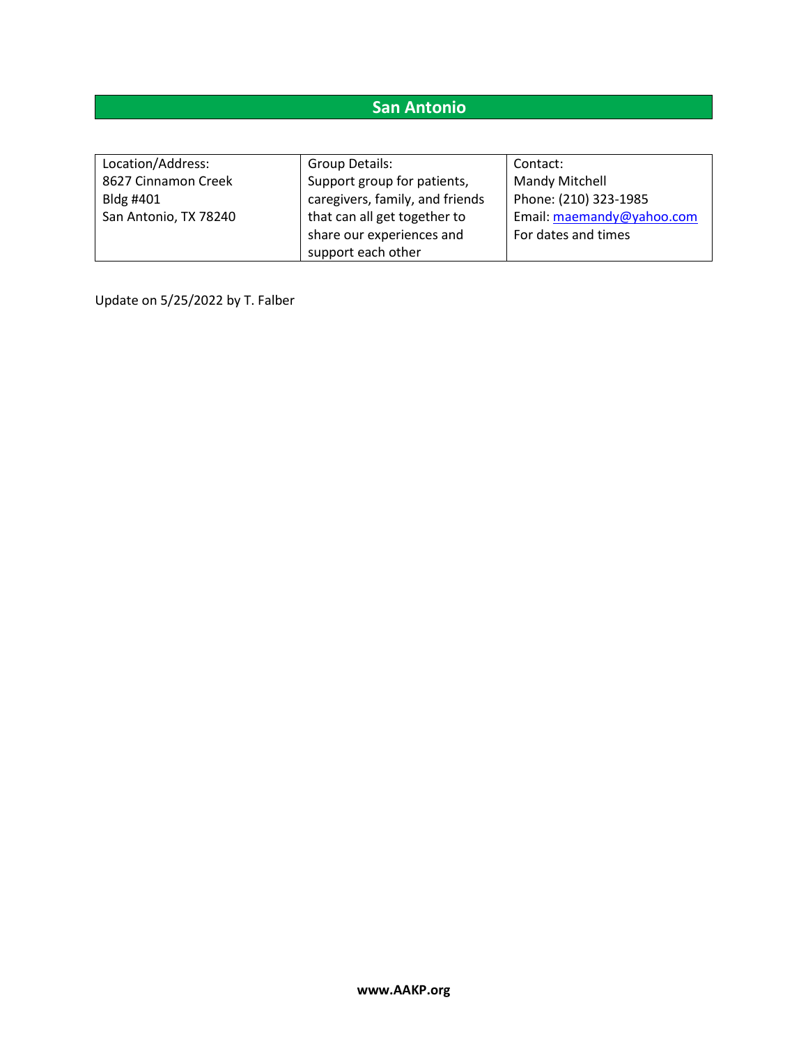## San Antonio

| | | |
|---|---|---|
| Location/Address:<br>8627 Cinnamon Creek<br>Bldg #401<br>San Antonio, TX 78240 | Group Details:<br>Support group for patients, caregivers, family, and friends that can all get together to share our experiences and support each other | Contact:<br>Mandy Mitchell<br>Phone: (210) 323-1985<br>Email: maemandy@yahoo.com<br>For dates and times |

Update on 5/25/2022 by T. Falber

**www.AAKP.org**